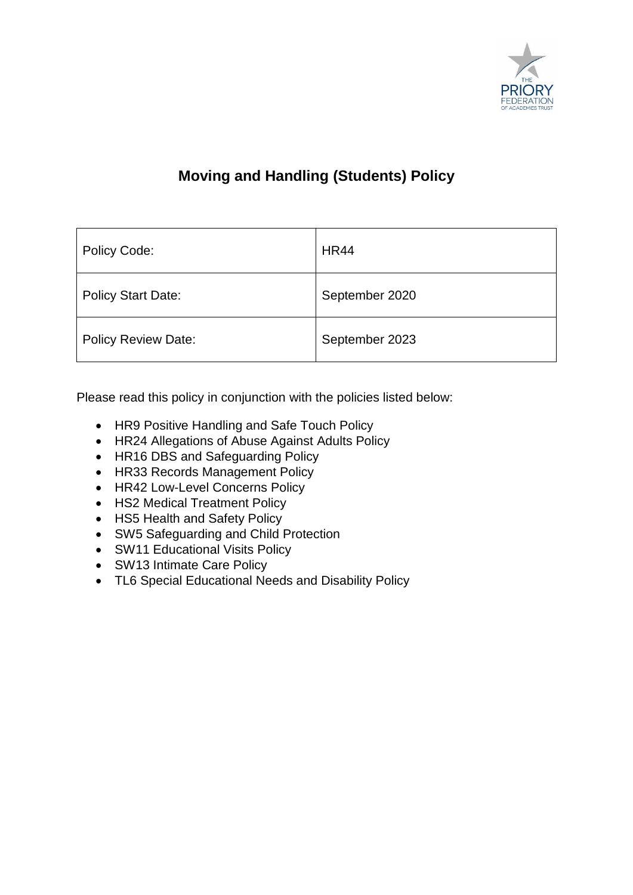# Moving and Handling (Students) Policy

| Policy Code: | HR44 |
|---|---|
| Policy Start Date: | September 2020 |
| Policy Review Date: | September 2023 |

Please read this policy in conjunction with the policies listed below:

- HR9 Positive Handling and Safe Touch Policy
- HR24 Allegations of Abuse Against Adults Policy
- HR16 DBS and Safeguarding Policy
- HR33 Records Management Policy
- HR42 Low-Level Concerns Policy
- HS2 Medical Treatment Policy
- HS5 Health and Safety Policy
- SW5 Safeguarding and Child Protection
- SW11 Educational Visits Policy
- SW13 Intimate Care Policy
- TL6 Special Educational Needs and Disability Policy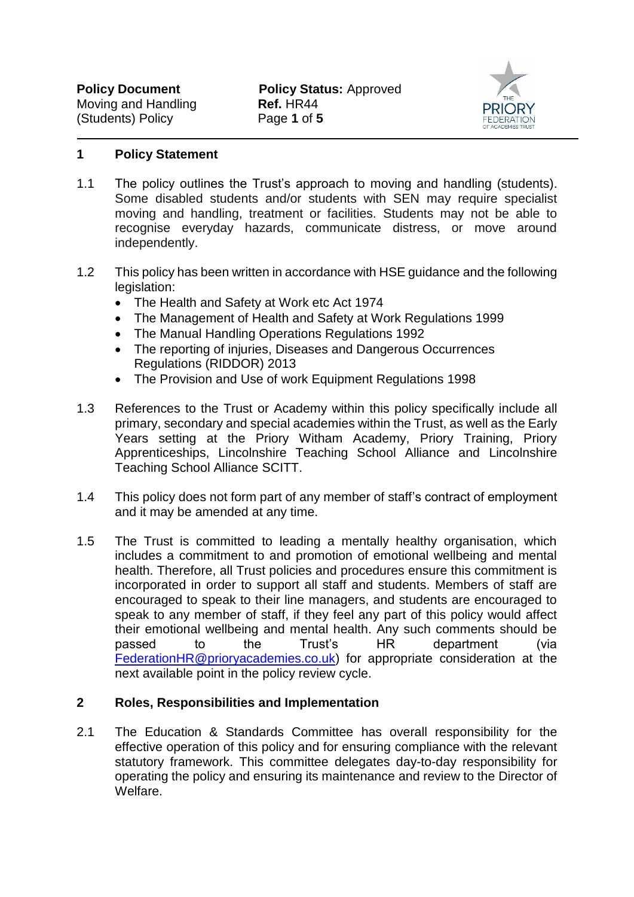## 1 Policy Statement

1.1 The policy outlines the Trust's approach to moving and handling (students). Some disabled students and/or students with SEN may require specialist moving and handling, treatment or facilities. Students may not be able to recognise everyday hazards, communicate distress, or move around independently.

1.2 This policy has been written in accordance with HSE guidance and the following legislation:

- The Health and Safety at Work etc Act 1974
- The Management of Health and Safety at Work Regulations 1999
- The Manual Handling Operations Regulations 1992
- The reporting of injuries, Diseases and Dangerous Occurrences Regulations (RIDDOR) 2013
- The Provision and Use of work Equipment Regulations 1998

1.3 References to the Trust or Academy within this policy specifically include all primary, secondary and special academies within the Trust, as well as the Early Years setting at the Priory Witham Academy, Priory Training, Priory Apprenticeships, Lincolnshire Teaching School Alliance and Lincolnshire Teaching School Alliance SCITT.

1.4 This policy does not form part of any member of staff's contract of employment and it may be amended at any time.

1.5 The Trust is committed to leading a mentally healthy organisation, which includes a commitment to and promotion of emotional wellbeing and mental health. Therefore, all Trust policies and procedures ensure this commitment is incorporated in order to support all staff and students. Members of staff are encouraged to speak to their line managers, and students are encouraged to speak to any member of staff, if they feel any part of this policy would affect their emotional wellbeing and mental health. Any such comments should be passed to the Trust's HR department (via FederationHR@prioryacademies.co.uk) for appropriate consideration at the next available point in the policy review cycle.

## 2 Roles, Responsibilities and Implementation

2.1 The Education & Standards Committee has overall responsibility for the effective operation of this policy and for ensuring compliance with the relevant statutory framework. This committee delegates day-to-day responsibility for operating the policy and ensuring its maintenance and review to the Director of Welfare.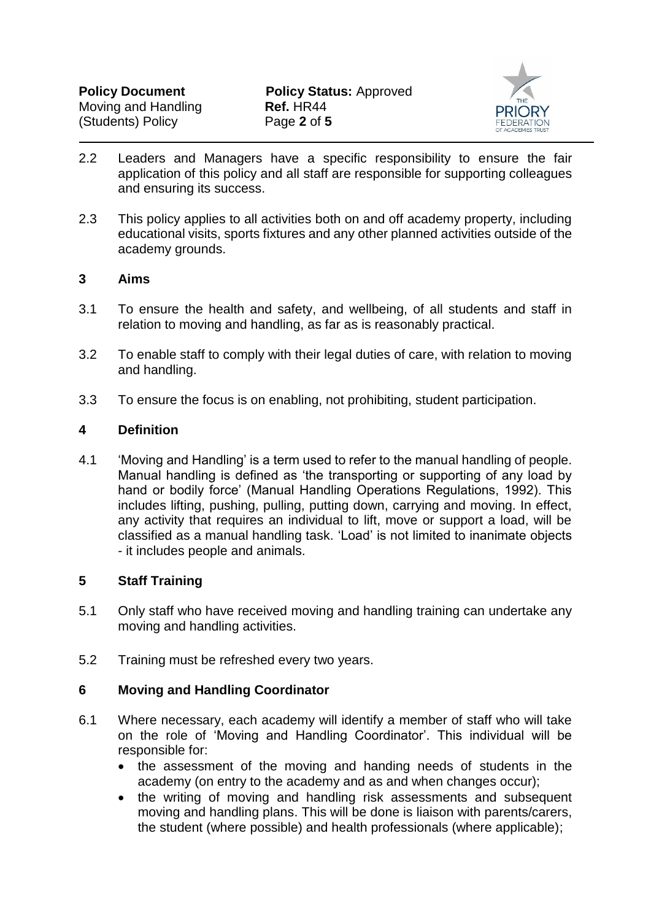2.2 Leaders and Managers have a specific responsibility to ensure the fair application of this policy and all staff are responsible for supporting colleagues and ensuring its success.

2.3 This policy applies to all activities both on and off academy property, including educational visits, sports fixtures and any other planned activities outside of the academy grounds.

## 3 Aims

3.1 To ensure the health and safety, and wellbeing, of all students and staff in relation to moving and handling, as far as is reasonably practical.

3.2 To enable staff to comply with their legal duties of care, with relation to moving and handling.

3.3 To ensure the focus is on enabling, not prohibiting, student participation.

## 4 Definition

4.1 'Moving and Handling' is a term used to refer to the manual handling of people. Manual handling is defined as 'the transporting or supporting of any load by hand or bodily force' (Manual Handling Operations Regulations, 1992). This includes lifting, pushing, pulling, putting down, carrying and moving. In effect, any activity that requires an individual to lift, move or support a load, will be classified as a manual handling task. 'Load' is not limited to inanimate objects - it includes people and animals.

## 5 Staff Training

5.1 Only staff who have received moving and handling training can undertake any moving and handling activities.

5.2 Training must be refreshed every two years.

## 6 Moving and Handling Coordinator

6.1 Where necessary, each academy will identify a member of staff who will take on the role of 'Moving and Handling Coordinator'. This individual will be responsible for:

- the assessment of the moving and handing needs of students in the academy (on entry to the academy and as and when changes occur);
- the writing of moving and handling risk assessments and subsequent moving and handling plans. This will be done is liaison with parents/carers, the student (where possible) and health professionals (where applicable);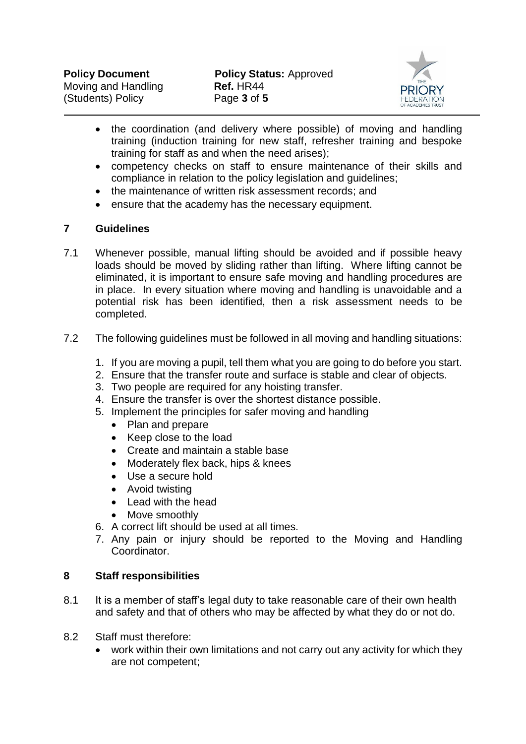- the coordination (and delivery where possible) of moving and handling training (induction training for new staff, refresher training and bespoke training for staff as and when the need arises);
- competency checks on staff to ensure maintenance of their skills and compliance in relation to the policy legislation and guidelines;
- the maintenance of written risk assessment records; and
- ensure that the academy has the necessary equipment.

## 7 Guidelines

7.1 Whenever possible, manual lifting should be avoided and if possible heavy loads should be moved by sliding rather than lifting. Where lifting cannot be eliminated, it is important to ensure safe moving and handling procedures are in place. In every situation where moving and handling is unavoidable and a potential risk has been identified, then a risk assessment needs to be completed.

7.2 The following guidelines must be followed in all moving and handling situations:

1. If you are moving a pupil, tell them what you are going to do before you start.
2. Ensure that the transfer route and surface is stable and clear of objects.
3. Two people are required for any hoisting transfer.
4. Ensure the transfer is over the shortest distance possible.
5. Implement the principles for safer moving and handling
   - Plan and prepare
   - Keep close to the load
   - Create and maintain a stable base
   - Moderately flex back, hips & knees
   - Use a secure hold
   - Avoid twisting
   - Lead with the head
   - Move smoothly
6. A correct lift should be used at all times.
7. Any pain or injury should be reported to the Moving and Handling Coordinator.

## 8 Staff responsibilities

8.1 It is a member of staff's legal duty to take reasonable care of their own health and safety and that of others who may be affected by what they do or not do.

8.2 Staff must therefore:

- work within their own limitations and not carry out any activity for which they are not competent;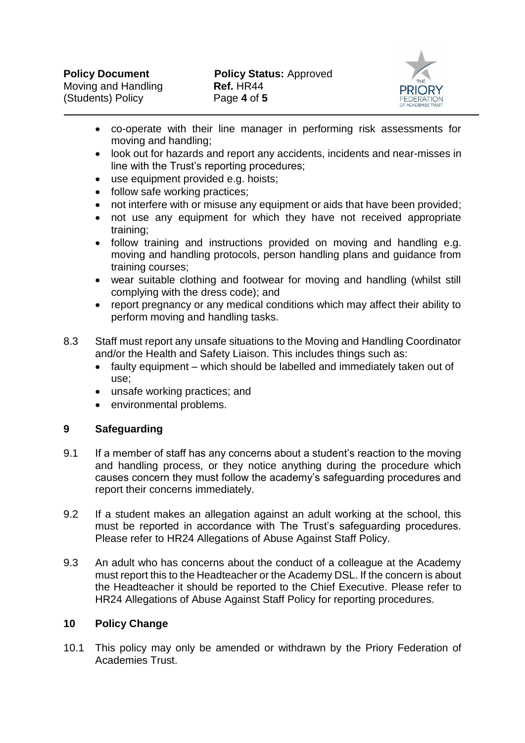- co-operate with their line manager in performing risk assessments for moving and handling;
- look out for hazards and report any accidents, incidents and near-misses in line with the Trust's reporting procedures;
- use equipment provided e.g. hoists;
- follow safe working practices;
- not interfere with or misuse any equipment or aids that have been provided;
- not use any equipment for which they have not received appropriate training;
- follow training and instructions provided on moving and handling e.g. moving and handling protocols, person handling plans and guidance from training courses;
- wear suitable clothing and footwear for moving and handling (whilst still complying with the dress code); and
- report pregnancy or any medical conditions which may affect their ability to perform moving and handling tasks.

8.3 Staff must report any unsafe situations to the Moving and Handling Coordinator and/or the Health and Safety Liaison. This includes things such as:

- faulty equipment – which should be labelled and immediately taken out of use;
- unsafe working practices; and
- environmental problems.

## 9 Safeguarding

9.1 If a member of staff has any concerns about a student's reaction to the moving and handling process, or they notice anything during the procedure which causes concern they must follow the academy's safeguarding procedures and report their concerns immediately.

9.2 If a student makes an allegation against an adult working at the school, this must be reported in accordance with The Trust's safeguarding procedures. Please refer to HR24 Allegations of Abuse Against Staff Policy.

9.3 An adult who has concerns about the conduct of a colleague at the Academy must report this to the Headteacher or the Academy DSL. If the concern is about the Headteacher it should be reported to the Chief Executive. Please refer to HR24 Allegations of Abuse Against Staff Policy for reporting procedures.

## 10 Policy Change

10.1 This policy may only be amended or withdrawn by the Priory Federation of Academies Trust.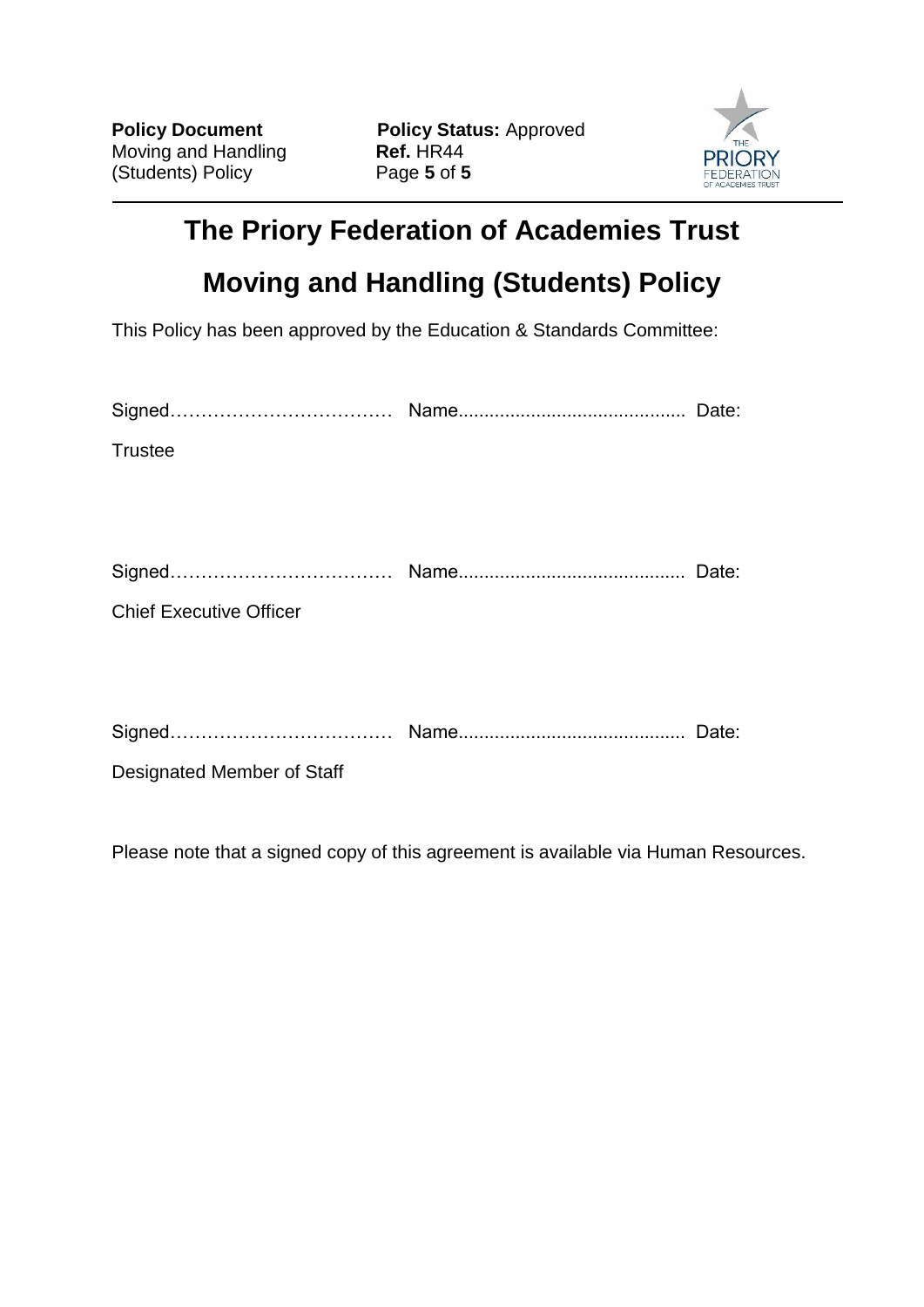# The Priory Federation of Academies Trust

# Moving and Handling (Students) Policy

This Policy has been approved by the Education & Standards Committee:

Signed……………………………… Name........................................... Date:

Trustee

Signed……………………………… Name........................................... Date:

Chief Executive Officer

Signed……………………………… Name........................................... Date:

Designated Member of Staff

Please note that a signed copy of this agreement is available via Human Resources.